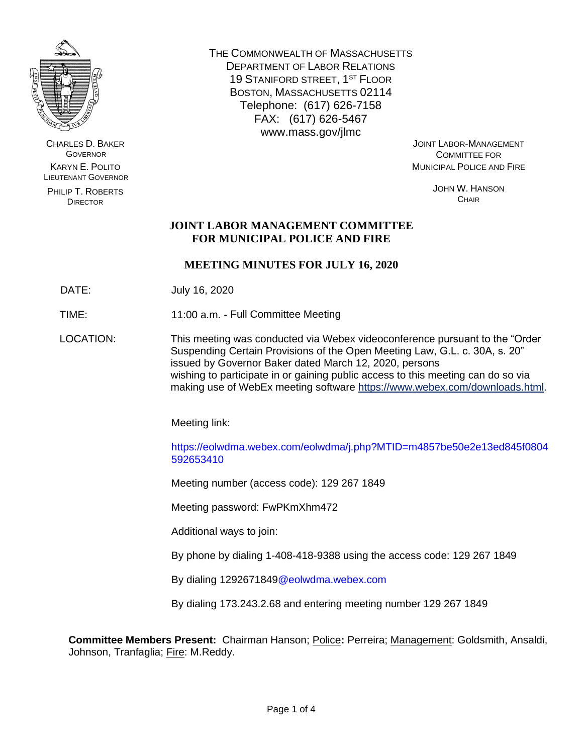CHARLES D. BAKER
GOVERNOR

KARYN E. POLITO
LIEUTENANT GOVERNOR

PHILIP T. ROBERTS
DIRECTOR

THE COMMONWEALTH OF MASSACHUSETTS
DEPARTMENT OF LABOR RELATIONS
19 STANIFORD STREET, 1ST FLOOR
BOSTON, MASSACHUSETTS 02114
Telephone: (617) 626-7158
FAX: (617) 626-5467
www.mass.gov/jlmc

JOINT LABOR-MANAGEMENT
COMMITTEE FOR
MUNICIPAL POLICE AND FIRE

JOHN W. HANSON
CHAIR

# JOINT LABOR MANAGEMENT COMMITTEE FOR MUNICIPAL POLICE AND FIRE

## MEETING MINUTES FOR JULY 16, 2020

DATE: July 16, 2020

TIME: 11:00 a.m. - Full Committee Meeting

LOCATION: This meeting was conducted via Webex videoconference pursuant to the "Order Suspending Certain Provisions of the Open Meeting Law, G.L. c. 30A, s. 20" issued by Governor Baker dated March 12, 2020, persons wishing to participate in or gaining public access to this meeting can do so via making use of WebEx meeting software https://www.webex.com/downloads.html.

Meeting link:

https://eolwdma.webex.com/eolwdma/j.php?MTID=m4857be50e2e13ed845f0804592653410

Meeting number (access code): 129 267 1849

Meeting password: FwPKmXhm472

Additional ways to join:

By phone by dialing 1-408-418-9388 using the access code: 129 267 1849

By dialing 1292671849@eolwdma.webex.com

By dialing 173.243.2.68 and entering meeting number 129 267 1849

**Committee Members Present:** Chairman Hanson; Police**:** Perreira; Management: Goldsmith, Ansaldi, Johnson, Tranfaglia; Fire: M.Reddy.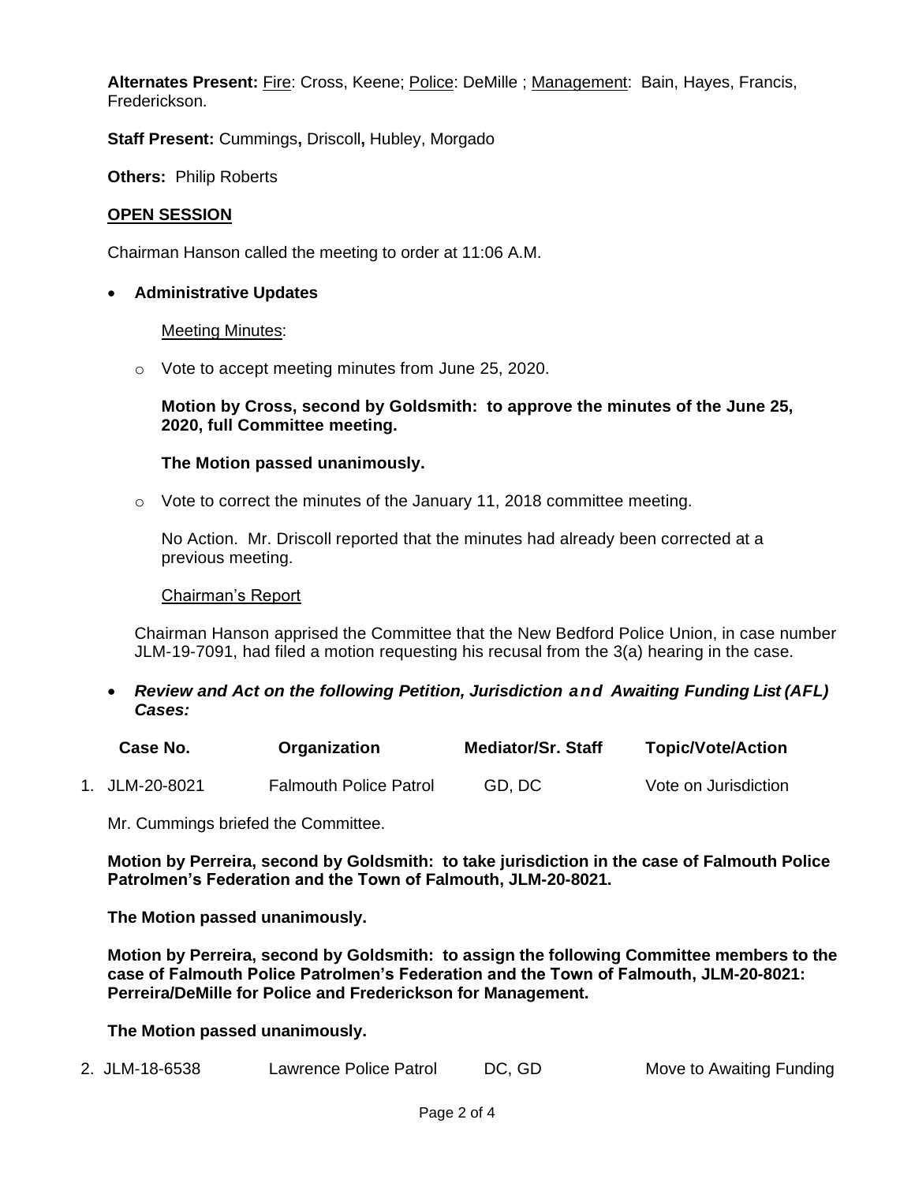**Alternates Present:** Fire: Cross, Keene; Police: DeMille ; Management: Bain, Hayes, Francis, Frederickson.

**Staff Present:** Cummings**,** Driscoll**,** Hubley, Morgado

**Others:** Philip Roberts

**OPEN SESSION**

Chairman Hanson called the meeting to order at 11:06 A.M.

- **Administrative Updates**

  Meeting Minutes:

  - Vote to accept meeting minutes from June 25, 2020.

    **Motion by Cross, second by Goldsmith: to approve the minutes of the June 25, 2020, full Committee meeting.**

    **The Motion passed unanimously.**

  - Vote to correct the minutes of the January 11, 2018 committee meeting.

    No Action. Mr. Driscoll reported that the minutes had already been corrected at a previous meeting.

  Chairman's Report

  Chairman Hanson apprised the Committee that the New Bedford Police Union, in case number JLM-19-7091, had filed a motion requesting his recusal from the 3(a) hearing in the case.

- ***Review and Act on the following Petition, Jurisdiction and Awaiting Funding List (AFL) Cases:***

| | Case No. | Organization | Mediator/Sr. Staff | Topic/Vote/Action |
|---|---|---|---|---|
| 1. | JLM-20-8021 | Falmouth Police Patrol | GD, DC | Vote on Jurisdiction |

Mr. Cummings briefed the Committee.

**Motion by Perreira, second by Goldsmith: to take jurisdiction in the case of Falmouth Police Patrolmen's Federation and the Town of Falmouth, JLM-20-8021.**

**The Motion passed unanimously.**

**Motion by Perreira, second by Goldsmith: to assign the following Committee members to the case of Falmouth Police Patrolmen's Federation and the Town of Falmouth, JLM-20-8021: Perreira/DeMille for Police and Frederickson for Management.**

**The Motion passed unanimously.**

| | Case No. | Organization | Mediator/Sr. Staff | Topic/Vote/Action |
|---|---|---|---|---|
| 2. | JLM-18-6538 | Lawrence Police Patrol | DC, GD | Move to Awaiting Funding |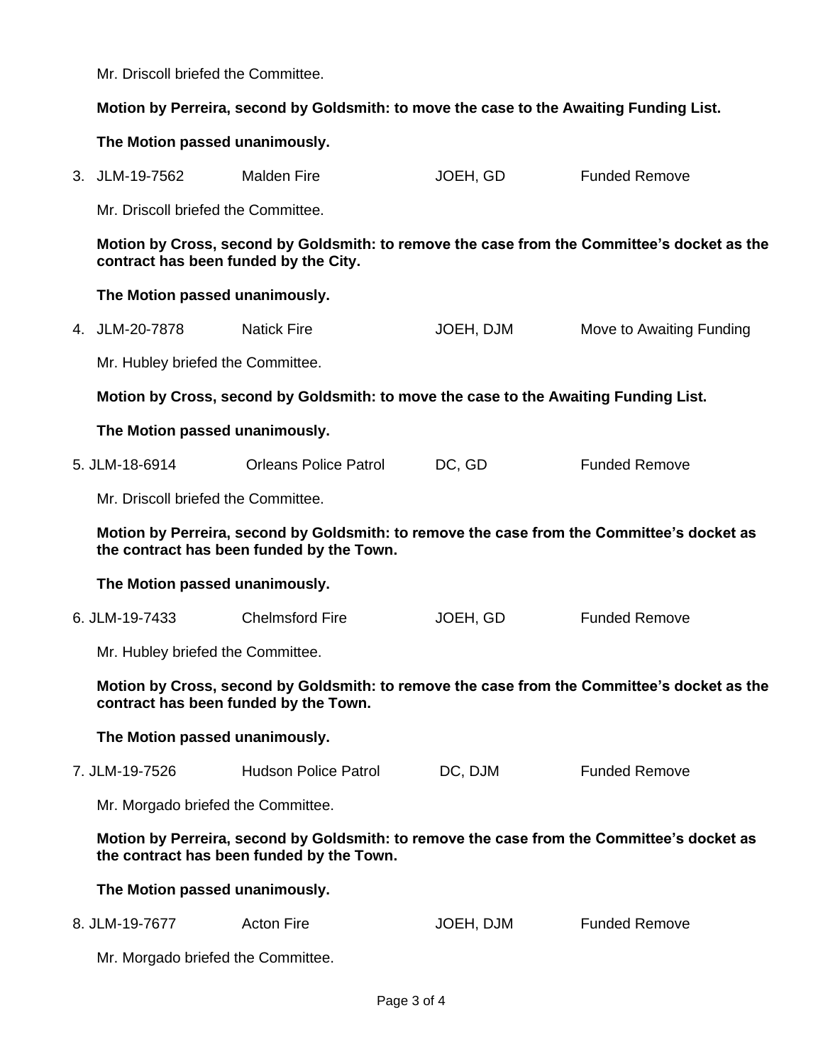Mr. Driscoll briefed the Committee.

**Motion by Perreira, second by Goldsmith: to move the case to the Awaiting Funding List.**

**The Motion passed unanimously.**

3. JLM-19-7562 Malden Fire JOEH, GD Funded Remove

Mr. Driscoll briefed the Committee.

**Motion by Cross, second by Goldsmith: to remove the case from the Committee's docket as the contract has been funded by the City.**

**The Motion passed unanimously.**

4. JLM-20-7878 Natick Fire JOEH, DJM Move to Awaiting Funding

Mr. Hubley briefed the Committee.

**Motion by Cross, second by Goldsmith: to move the case to the Awaiting Funding List.**

**The Motion passed unanimously.**

5. JLM-18-6914 Orleans Police Patrol DC, GD Funded Remove

Mr. Driscoll briefed the Committee.

**Motion by Perreira, second by Goldsmith: to remove the case from the Committee's docket as the contract has been funded by the Town.**

**The Motion passed unanimously.**

6. JLM-19-7433 Chelmsford Fire JOEH, GD Funded Remove

Mr. Hubley briefed the Committee.

**Motion by Cross, second by Goldsmith: to remove the case from the Committee's docket as the contract has been funded by the Town.**

**The Motion passed unanimously.**

7. JLM-19-7526 Hudson Police Patrol DC, DJM Funded Remove

Mr. Morgado briefed the Committee.

**Motion by Perreira, second by Goldsmith: to remove the case from the Committee's docket as the contract has been funded by the Town.**

**The Motion passed unanimously.**

8. JLM-19-7677 Acton Fire JOEH, DJM Funded Remove

Mr. Morgado briefed the Committee.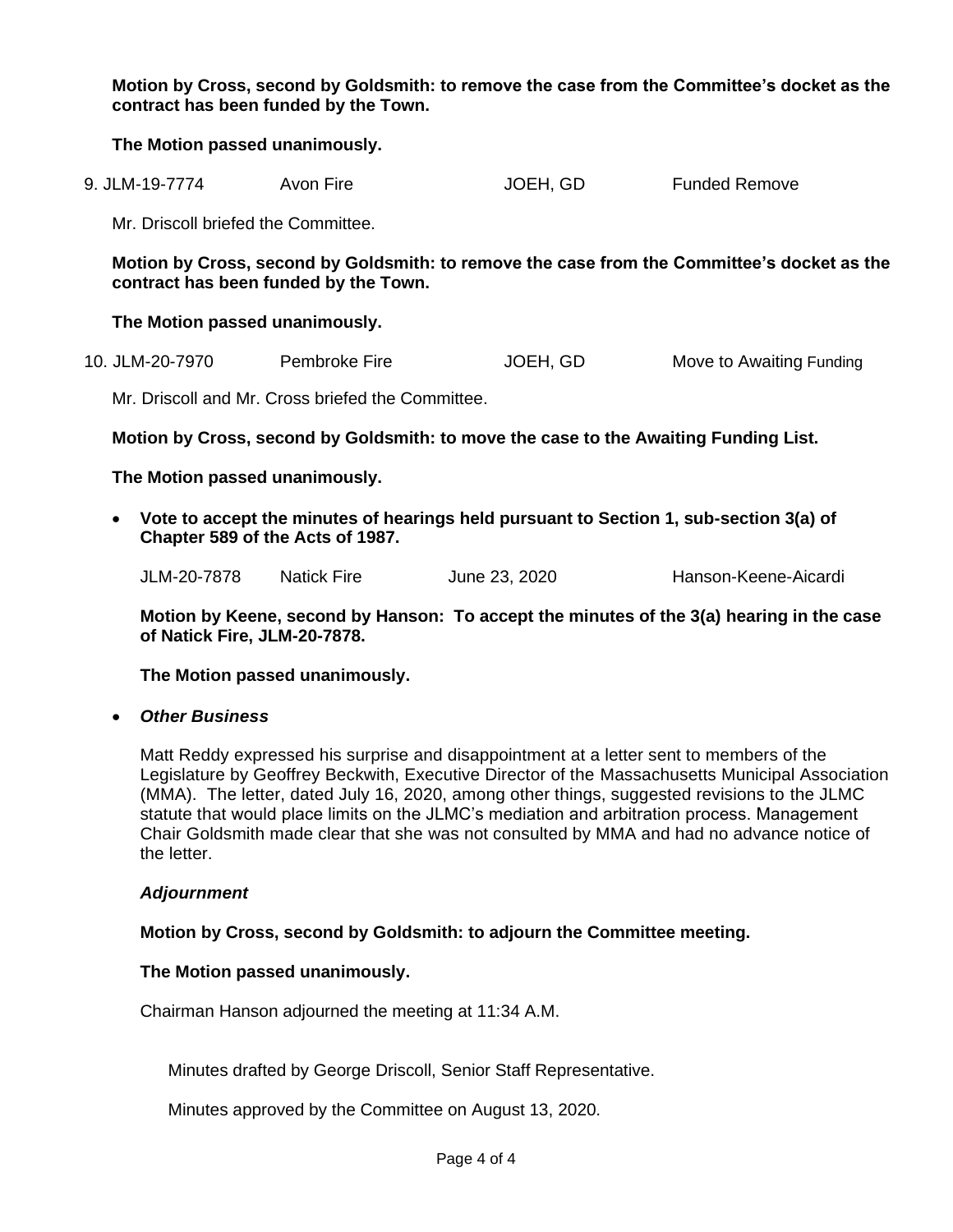**Motion by Cross, second by Goldsmith: to remove the case from the Committee's docket as the contract has been funded by the Town.**

**The Motion passed unanimously.**

| | | | |
|---|---|---|---|
| 9. JLM-19-7774 | Avon Fire | JOEH, GD | Funded Remove |

Mr. Driscoll briefed the Committee.

**Motion by Cross, second by Goldsmith: to remove the case from the Committee's docket as the contract has been funded by the Town.**

**The Motion passed unanimously.**

| | | | |
|---|---|---|---|
| 10. JLM-20-7970 | Pembroke Fire | JOEH, GD | Move to Awaiting Funding |

Mr. Driscoll and Mr. Cross briefed the Committee.

**Motion by Cross, second by Goldsmith: to move the case to the Awaiting Funding List.**

**The Motion passed unanimously.**

- **Vote to accept the minutes of hearings held pursuant to Section 1, sub-section 3(a) of Chapter 589 of the Acts of 1987.**

| | | | |
|---|---|---|---|
| JLM-20-7878 | Natick Fire | June 23, 2020 | Hanson-Keene-Aicardi |

**Motion by Keene, second by Hanson: To accept the minutes of the 3(a) hearing in the case of Natick Fire, JLM-20-7878.**

**The Motion passed unanimously.**

- ***Other Business***

Matt Reddy expressed his surprise and disappointment at a letter sent to members of the Legislature by Geoffrey Beckwith, Executive Director of the Massachusetts Municipal Association (MMA). The letter, dated July 16, 2020, among other things, suggested revisions to the JLMC statute that would place limits on the JLMC's mediation and arbitration process. Management Chair Goldsmith made clear that she was not consulted by MMA and had no advance notice of the letter.

***Adjournment***

**Motion by Cross, second by Goldsmith: to adjourn the Committee meeting.**

**The Motion passed unanimously.**

Chairman Hanson adjourned the meeting at 11:34 A.M.

Minutes drafted by George Driscoll, Senior Staff Representative.

Minutes approved by the Committee on August 13, 2020.